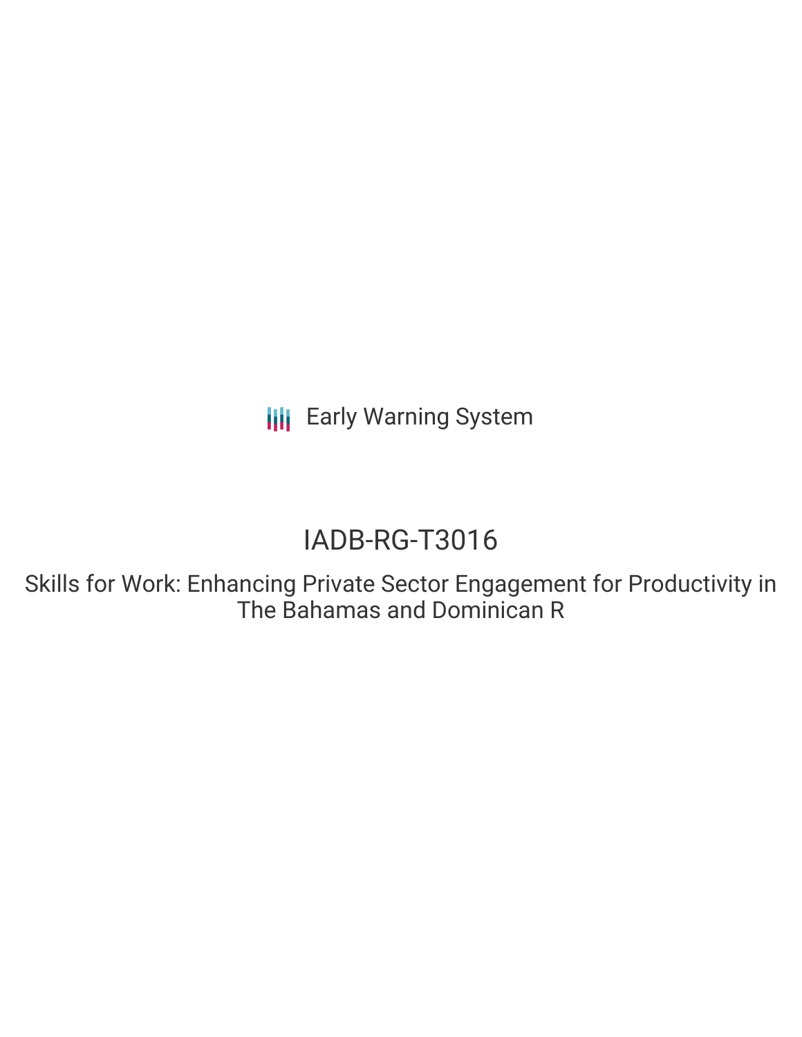Early Warning System

# IADB-RG-T3016

## Skills for Work: Enhancing Private Sector Engagement for Productivity in The Bahamas and Dominican R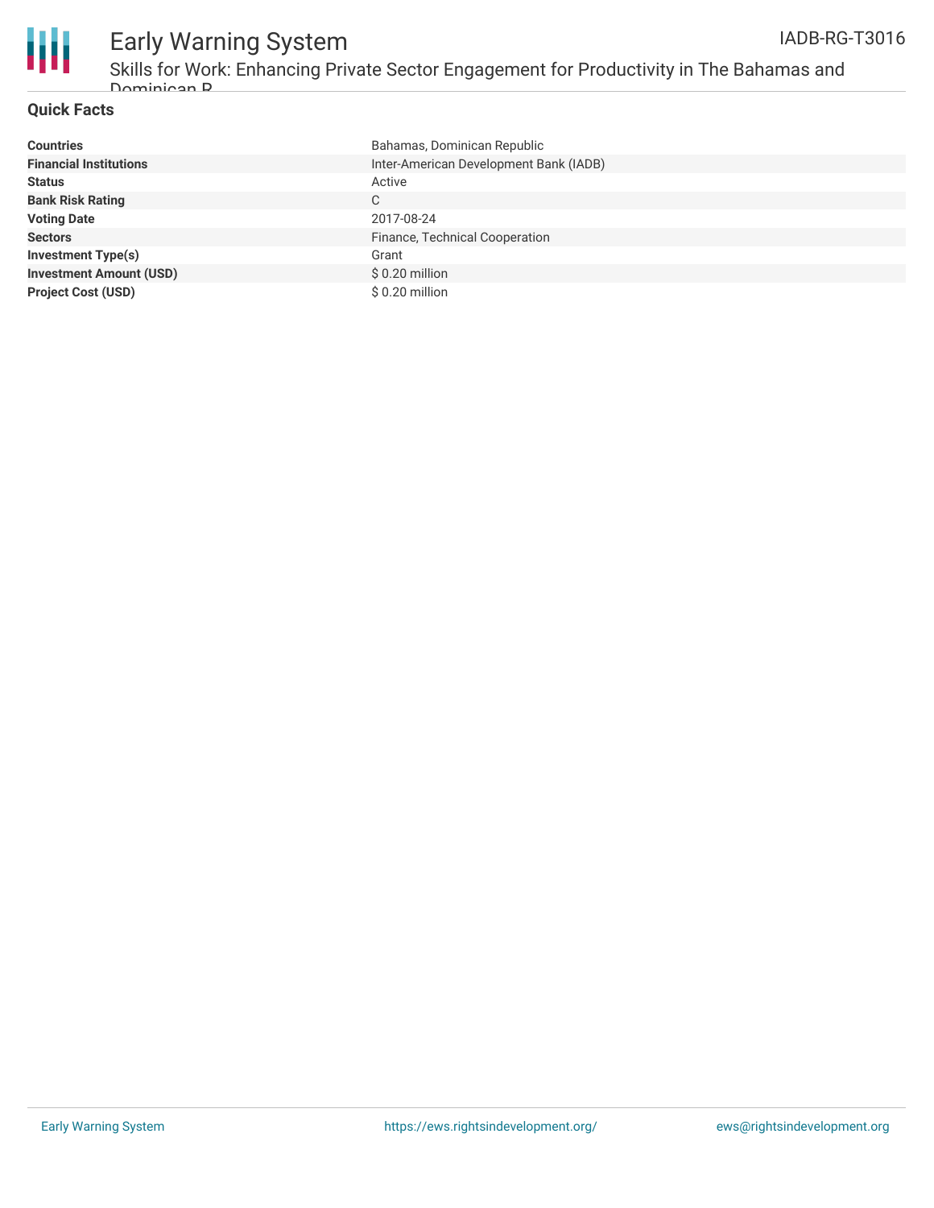## Quick Facts

| | |
|---|---|
| **Countries** | Bahamas, Dominican Republic |
| **Financial Institutions** | Inter-American Development Bank (IADB) |
| **Status** | Active |
| **Bank Risk Rating** | C |
| **Voting Date** | 2017-08-24 |
| **Sectors** | Finance, Technical Cooperation |
| **Investment Type(s)** | Grant |
| **Investment Amount (USD)** | $ 0.20 million |
| **Project Cost (USD)** | $ 0.20 million |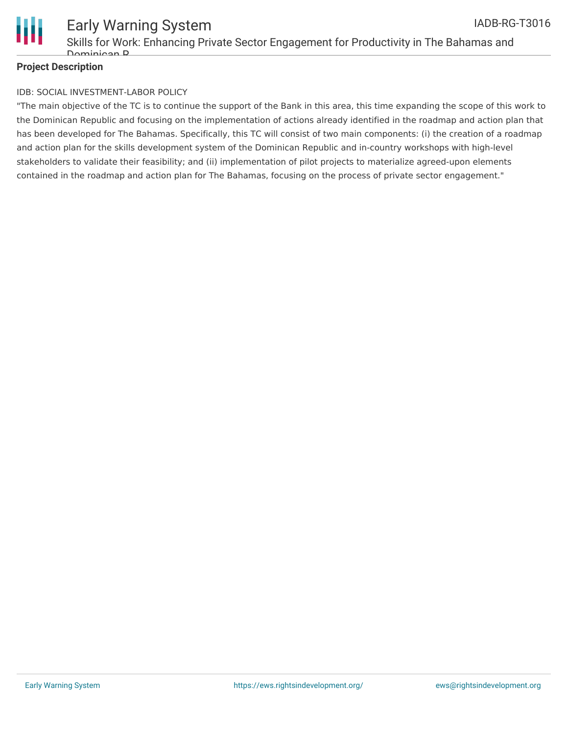**Project Description**

IDB: SOCIAL INVESTMENT-LABOR POLICY

"The main objective of the TC is to continue the support of the Bank in this area, this time expanding the scope of this work to the Dominican Republic and focusing on the implementation of actions already identified in the roadmap and action plan that has been developed for The Bahamas. Specifically, this TC will consist of two main components: (i) the creation of a roadmap and action plan for the skills development system of the Dominican Republic and in-country workshops with high-level stakeholders to validate their feasibility; and (ii) implementation of pilot projects to materialize agreed-upon elements contained in the roadmap and action plan for The Bahamas, focusing on the process of private sector engagement."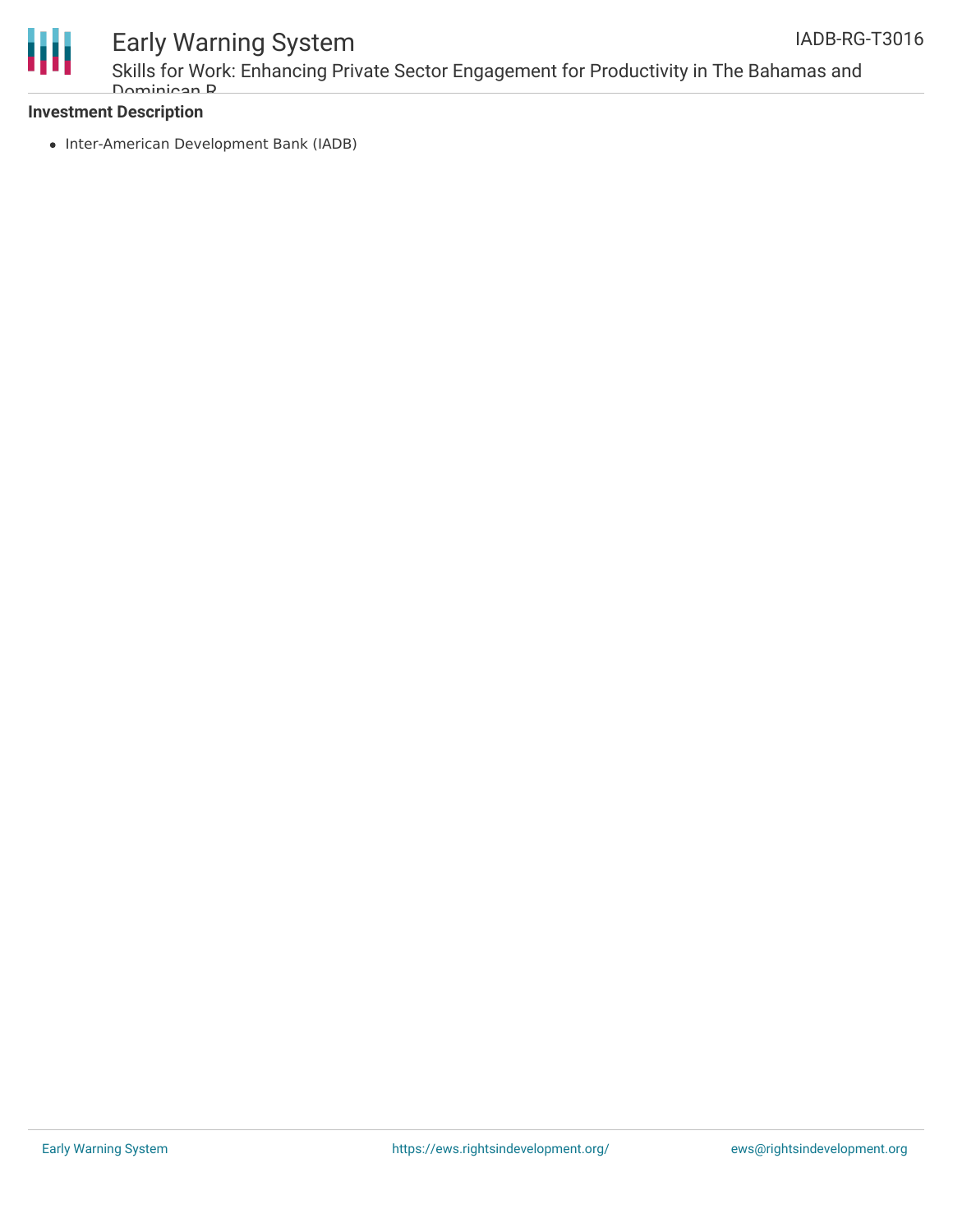### Investment Description

- Inter-American Development Bank (IADB)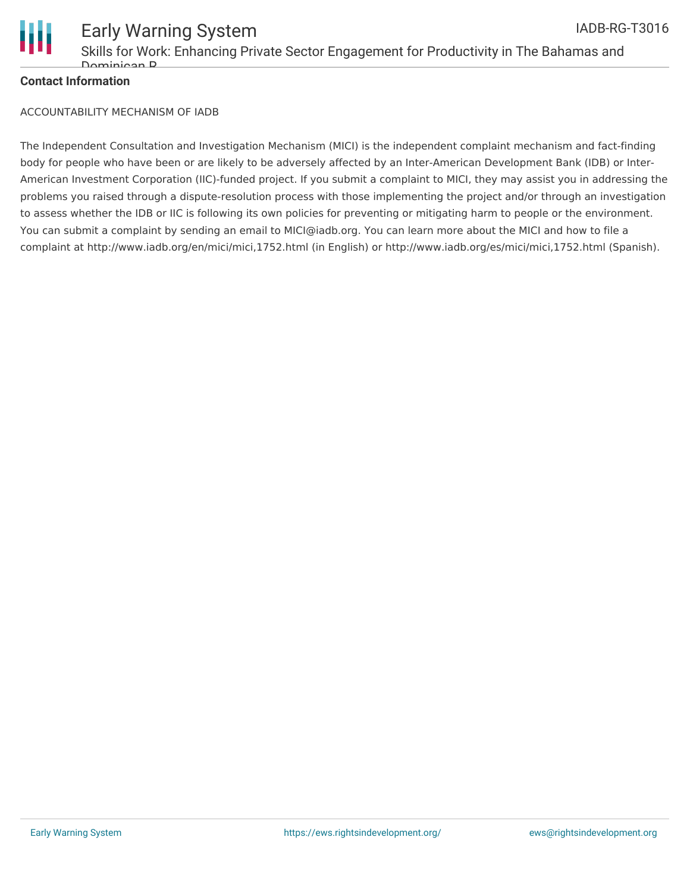**Contact Information**

ACCOUNTABILITY MECHANISM OF IADB

The Independent Consultation and Investigation Mechanism (MICI) is the independent complaint mechanism and fact-finding body for people who have been or are likely to be adversely affected by an Inter-American Development Bank (IDB) or Inter-American Investment Corporation (IIC)-funded project. If you submit a complaint to MICI, they may assist you in addressing the problems you raised through a dispute-resolution process with those implementing the project and/or through an investigation to assess whether the IDB or IIC is following its own policies for preventing or mitigating harm to people or the environment. You can submit a complaint by sending an email to MICI@iadb.org. You can learn more about the MICI and how to file a complaint at http://www.iadb.org/en/mici/mici,1752.html (in English) or http://www.iadb.org/es/mici/mici,1752.html (Spanish).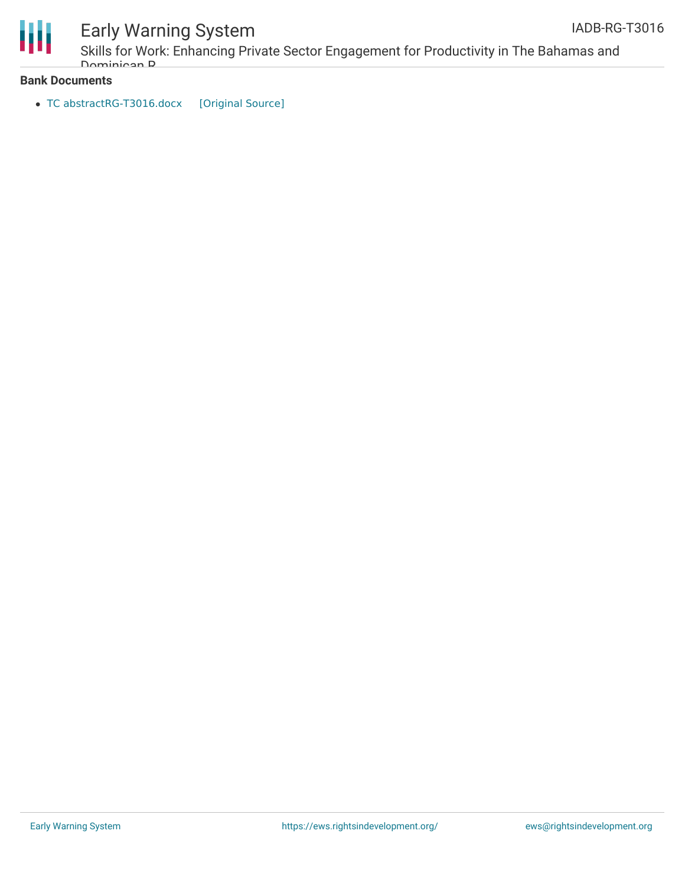**Bank Documents**

- TC abstractRG-T3016.docx [Original Source]